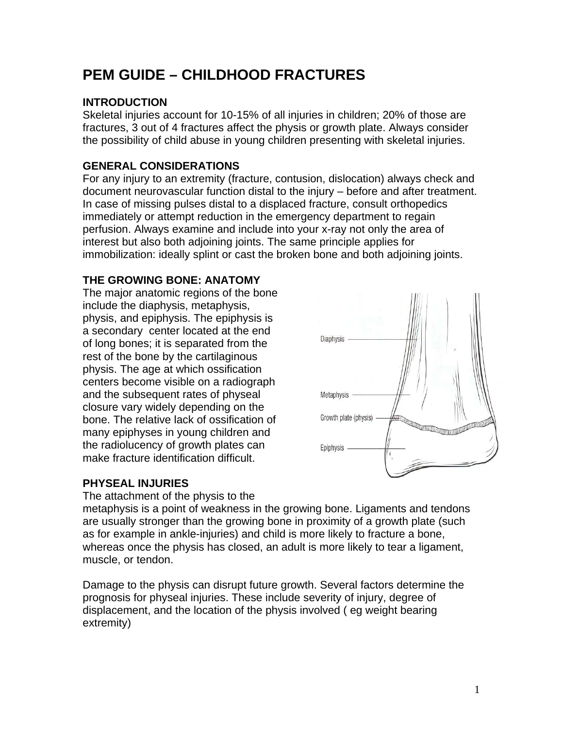# PEM GUIDE – CHILDHOOD FRACTURES

## INTRODUCTION

Skeletal injuries account for 10-15% of all injuries in children; 20% of those are fractures, 3 out of 4 fractures affect the physis or growth plate. Always consider the possibility of child abuse in young children presenting with skeletal injuries.

## GENERAL CONSIDERATIONS

For any injury to an extremity (fracture, contusion, dislocation) always check and document neurovascular function distal to the injury – before and after treatment. In case of missing pulses distal to a displaced fracture, consult orthopedics immediately or attempt reduction in the emergency department to regain perfusion. Always examine and include into your x-ray not only the area of interest but also both adjoining joints. The same principle applies for immobilization: ideally splint or cast the broken bone and both adjoining joints.

## THE GROWING BONE: ANATOMY

The major anatomic regions of the bone include the diaphysis, metaphysis, physis, and epiphysis. The epiphysis is a secondary center located at the end of long bones; it is separated from the rest of the bone by the cartilaginous physis. The age at which ossification centers become visible on a radiograph and the subsequent rates of physeal closure vary widely depending on the bone. The relative lack of ossification of many epiphyses in young children and the radiolucency of growth plates can make fracture identification difficult.

Diaphysis
Metaphysis
Growth plate (physis)
Epiphysis

## PHYSEAL INJURIES

The attachment of the physis to the metaphysis is a point of weakness in the growing bone. Ligaments and tendons are usually stronger than the growing bone in proximity of a growth plate (such as for example in ankle-injuries) and child is more likely to fracture a bone, whereas once the physis has closed, an adult is more likely to tear a ligament, muscle, or tendon.

Damage to the physis can disrupt future growth. Several factors determine the prognosis for physeal injuries. These include severity of injury, degree of displacement, and the location of the physis involved ( eg weight bearing extremity)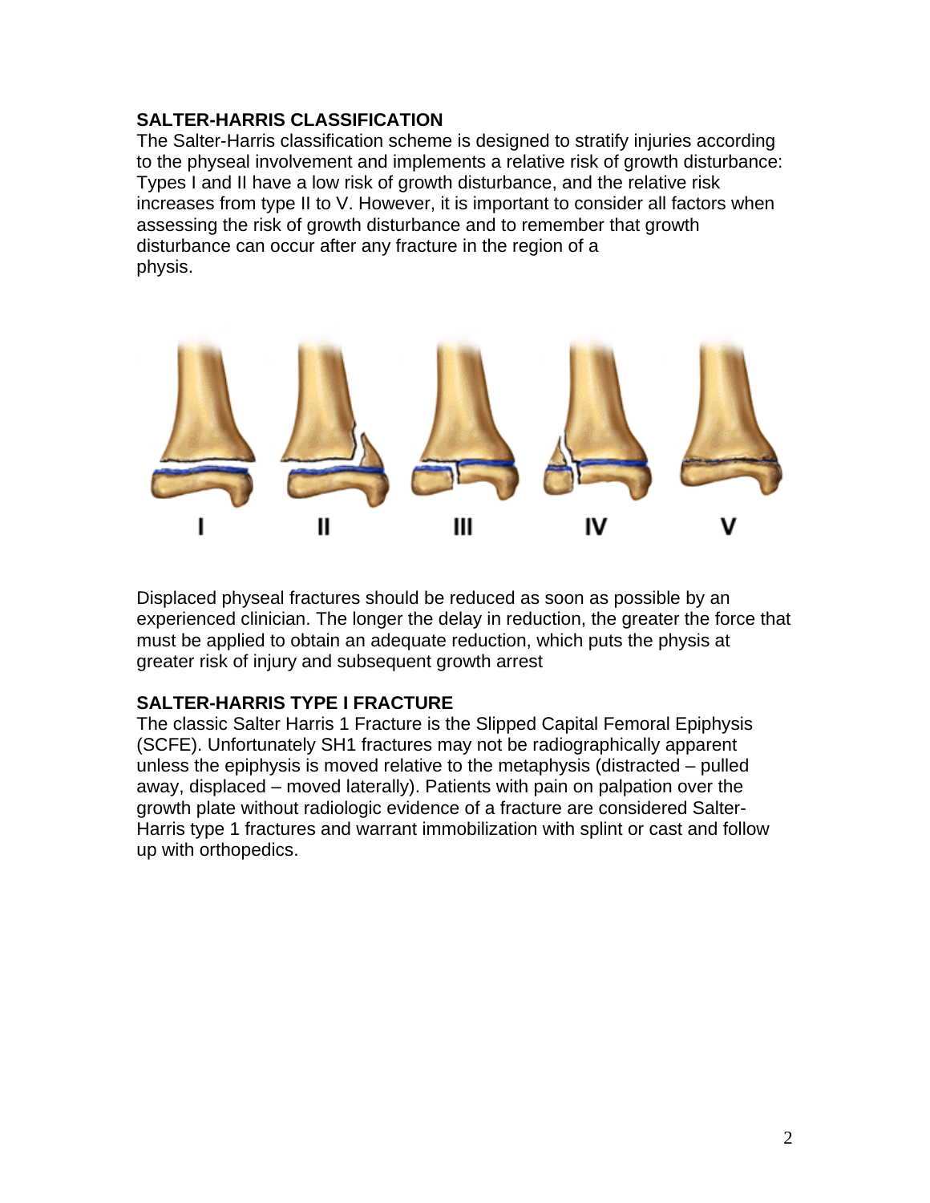## SALTER-HARRIS CLASSIFICATION

The Salter-Harris classification scheme is designed to stratify injuries according to the physeal involvement and implements a relative risk of growth disturbance: Types I and II have a low risk of growth disturbance, and the relative risk increases from type II to V. However, it is important to consider all factors when assessing the risk of growth disturbance and to remember that growth disturbance can occur after any fracture in the region of a physis.

I II III IV V

Displaced physeal fractures should be reduced as soon as possible by an experienced clinician. The longer the delay in reduction, the greater the force that must be applied to obtain an adequate reduction, which puts the physis at greater risk of injury and subsequent growth arrest

## SALTER-HARRIS TYPE I FRACTURE

The classic Salter Harris 1 Fracture is the Slipped Capital Femoral Epiphysis (SCFE). Unfortunately SH1 fractures may not be radiographically apparent unless the epiphysis is moved relative to the metaphysis (distracted – pulled away, displaced – moved laterally). Patients with pain on palpation over the growth plate without radiologic evidence of a fracture are considered Salter-Harris type 1 fractures and warrant immobilization with splint or cast and follow up with orthopedics.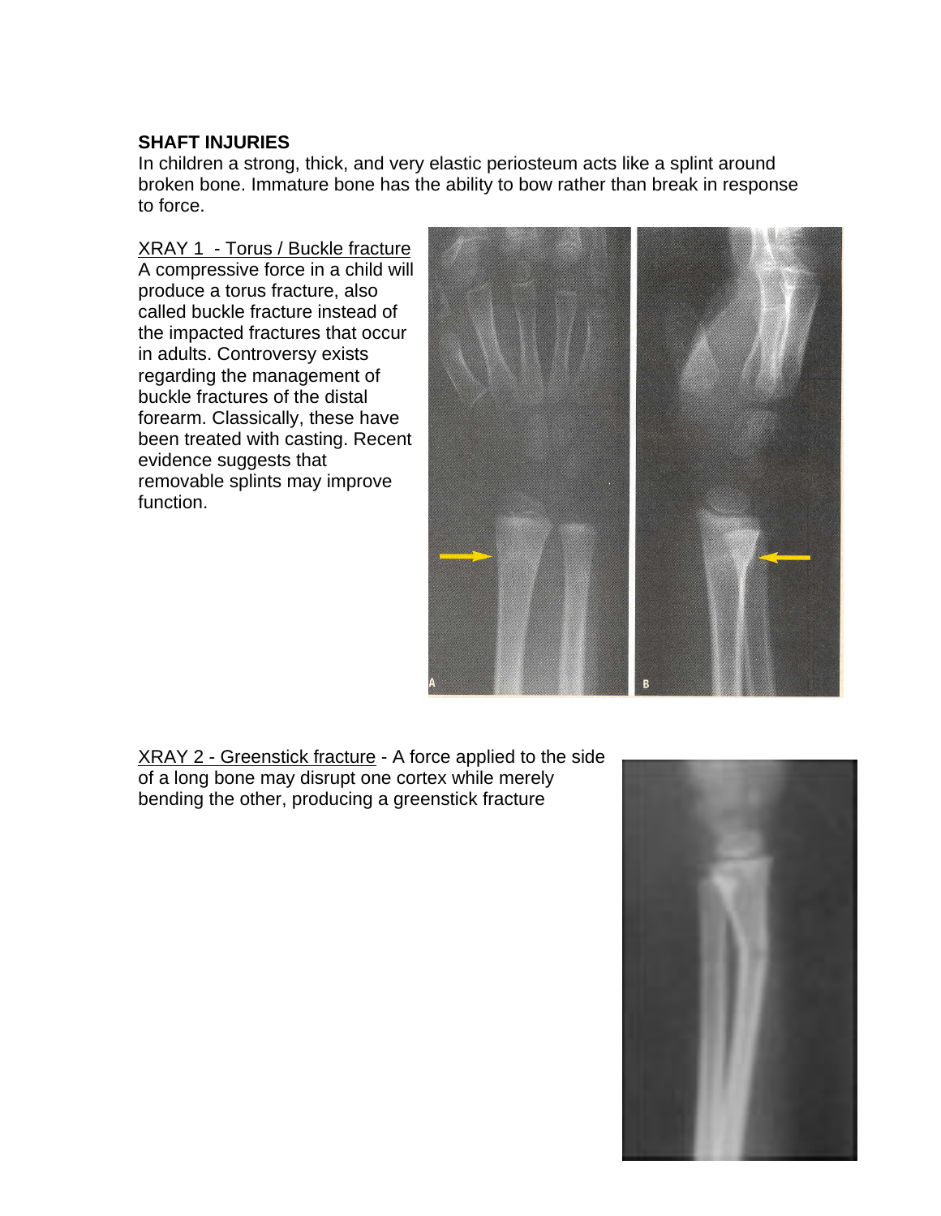**SHAFT INJURIES**

In children a strong, thick, and very elastic periosteum acts like a splint around broken bone. Immature bone has the ability to bow rather than break in response to force.

XRAY 1 - Torus / Buckle fracture

A compressive force in a child will produce a torus fracture, also called buckle fracture instead of the impacted fractures that occur in adults. Controversy exists regarding the management of buckle fractures of the distal forearm. Classically, these have been treated with casting. Recent evidence suggests that removable splints may improve function.

XRAY 2 - Greenstick fracture - A force applied to the side of a long bone may disrupt one cortex while merely bending the other, producing a greenstick fracture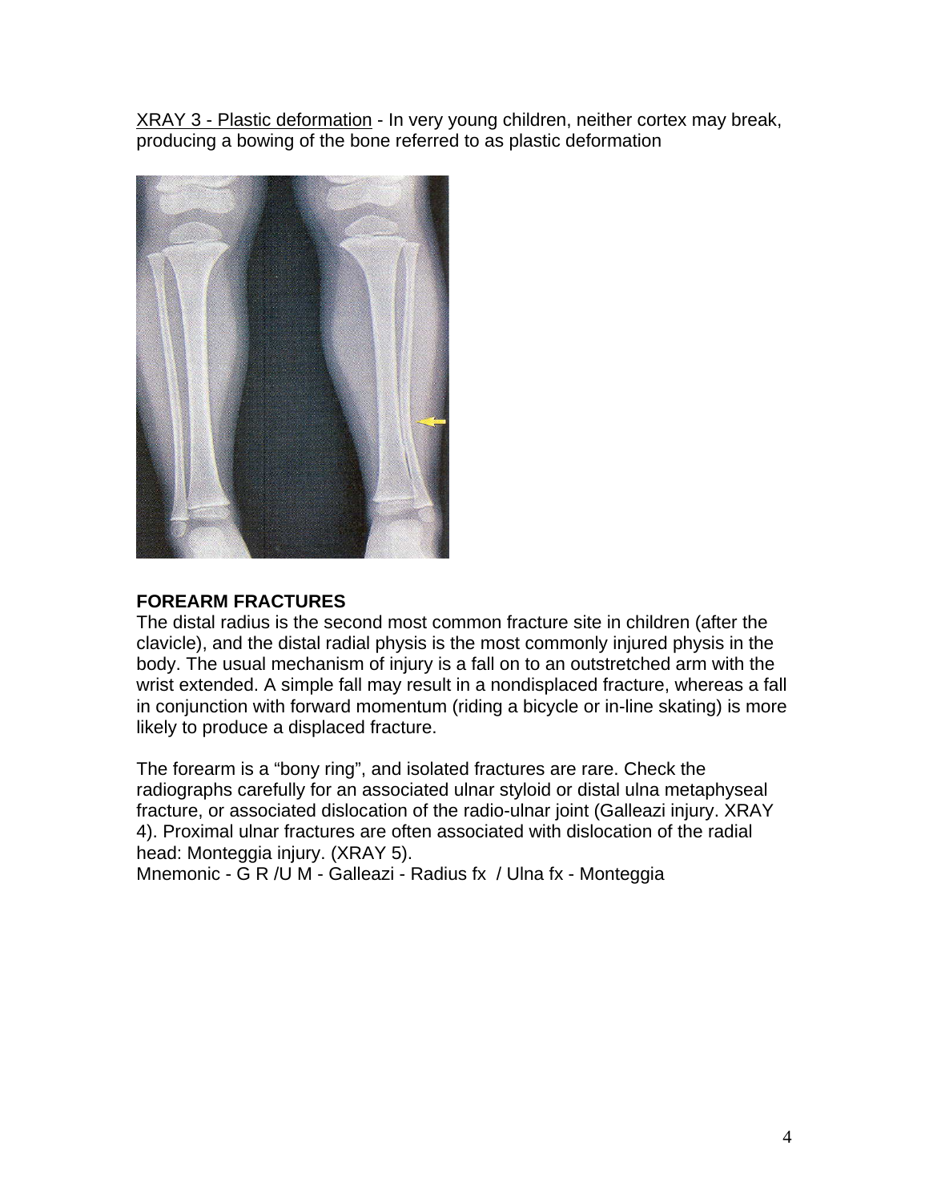XRAY 3 - Plastic deformation - In very young children, neither cortex may break, producing a bowing of the bone referred to as plastic deformation

## FOREARM FRACTURES

The distal radius is the second most common fracture site in children (after the clavicle), and the distal radial physis is the most commonly injured physis in the body. The usual mechanism of injury is a fall on to an outstretched arm with the wrist extended. A simple fall may result in a nondisplaced fracture, whereas a fall in conjunction with forward momentum (riding a bicycle or in-line skating) is more likely to produce a displaced fracture.

The forearm is a "bony ring", and isolated fractures are rare. Check the radiographs carefully for an associated ulnar styloid or distal ulna metaphyseal fracture, or associated dislocation of the radio-ulnar joint (Galleazi injury. XRAY 4). Proximal ulnar fractures are often associated with dislocation of the radial head: Monteggia injury. (XRAY 5).

Mnemonic - G R /U M - Galleazi - Radius fx / Ulna fx - Monteggia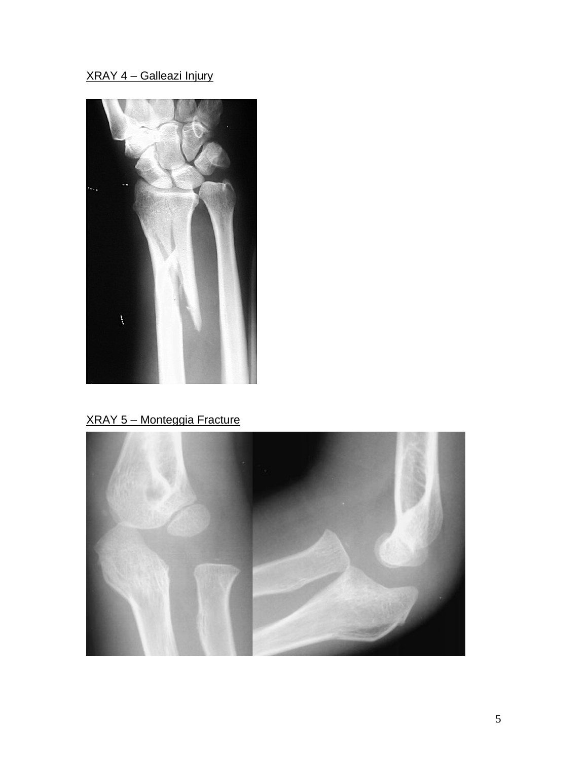XRAY 4 – Galleazi Injury

XRAY 5 – Monteggia Fracture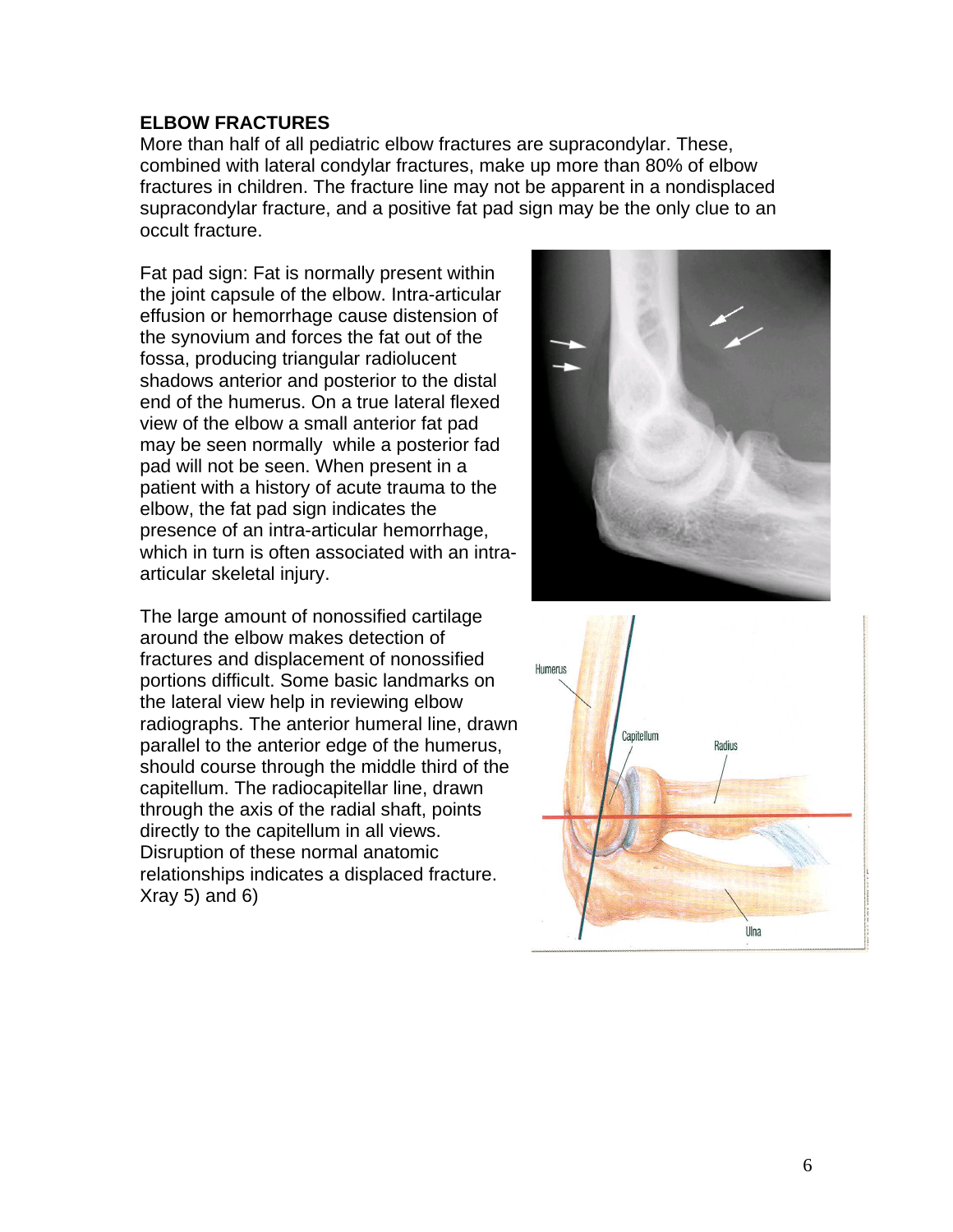**ELBOW FRACTURES**

More than half of all pediatric elbow fractures are supracondylar. These, combined with lateral condylar fractures, make up more than 80% of elbow fractures in children. The fracture line may not be apparent in a nondisplaced supracondylar fracture, and a positive fat pad sign may be the only clue to an occult fracture.

Fat pad sign: Fat is normally present within the joint capsule of the elbow. Intra-articular effusion or hemorrhage cause distension of the synovium and forces the fat out of the fossa, producing triangular radiolucent shadows anterior and posterior to the distal end of the humerus. On a true lateral flexed view of the elbow a small anterior fat pad may be seen normally while a posterior fad pad will not be seen. When present in a patient with a history of acute trauma to the elbow, the fat pad sign indicates the presence of an intra-articular hemorrhage, which in turn is often associated with an intra-articular skeletal injury.

The large amount of nonossified cartilage around the elbow makes detection of fractures and displacement of nonossified portions difficult. Some basic landmarks on the lateral view help in reviewing elbow radiographs. The anterior humeral line, drawn parallel to the anterior edge of the humerus, should course through the middle third of the capitellum. The radiocapitellar line, drawn through the axis of the radial shaft, points directly to the capitellum in all views. Disruption of these normal anatomic relationships indicates a displaced fracture. Xray 5) and 6)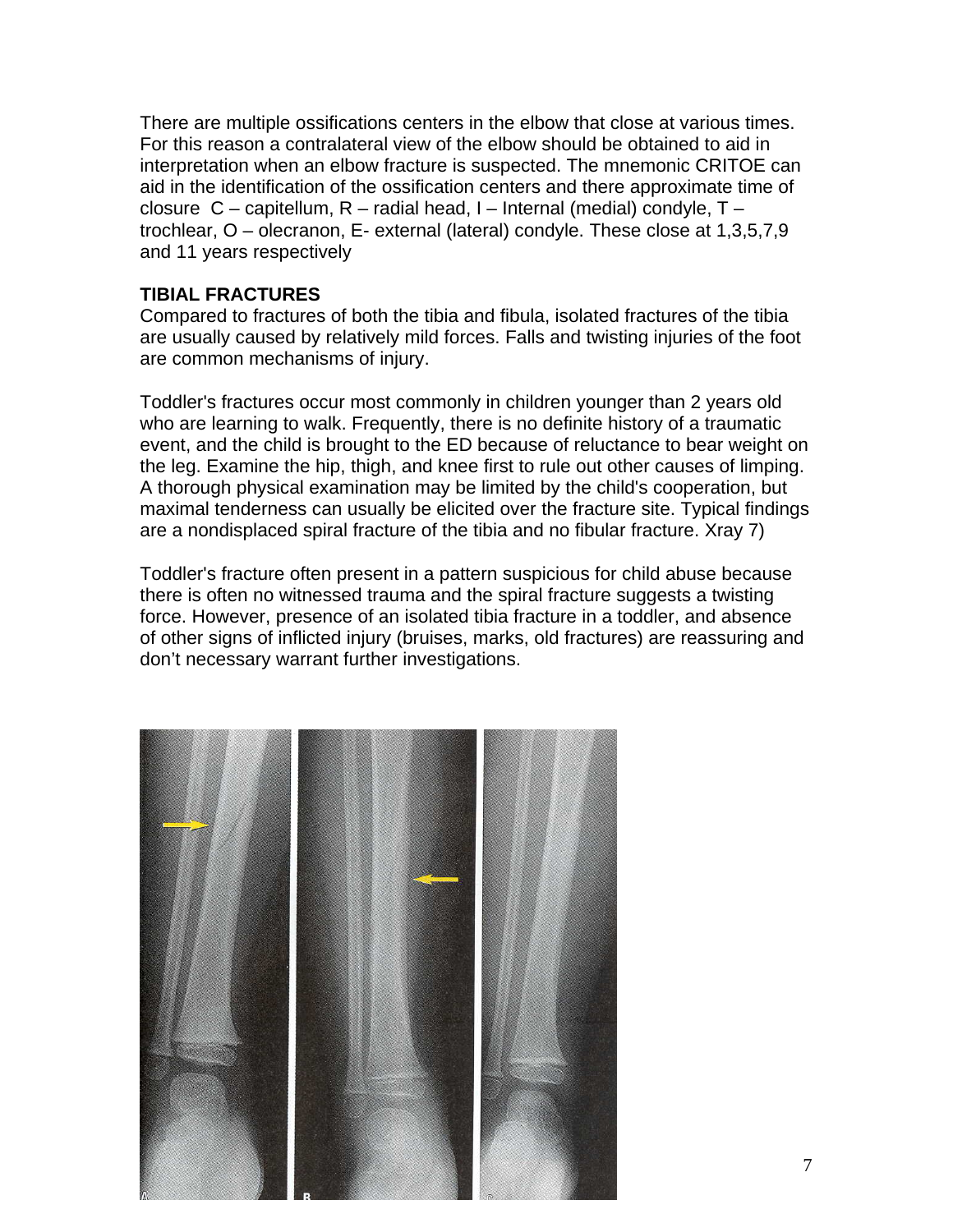There are multiple ossifications centers in the elbow that close at various times. For this reason a contralateral view of the elbow should be obtained to aid in interpretation when an elbow fracture is suspected. The mnemonic CRITOE can aid in the identification of the ossification centers and there approximate time of closure C – capitellum, R – radial head, I – Internal (medial) condyle, T – trochlear, O – olecranon, E- external (lateral) condyle. These close at 1,3,5,7,9 and 11 years respectively

**TIBIAL FRACTURES**

Compared to fractures of both the tibia and fibula, isolated fractures of the tibia are usually caused by relatively mild forces. Falls and twisting injuries of the foot are common mechanisms of injury.

Toddler's fractures occur most commonly in children younger than 2 years old who are learning to walk. Frequently, there is no definite history of a traumatic event, and the child is brought to the ED because of reluctance to bear weight on the leg. Examine the hip, thigh, and knee first to rule out other causes of limping. A thorough physical examination may be limited by the child's cooperation, but maximal tenderness can usually be elicited over the fracture site. Typical findings are a nondisplaced spiral fracture of the tibia and no fibular fracture. Xray 7)

Toddler's fracture often present in a pattern suspicious for child abuse because there is often no witnessed trauma and the spiral fracture suggests a twisting force. However, presence of an isolated tibia fracture in a toddler, and absence of other signs of inflicted injury (bruises, marks, old fractures) are reassuring and don't necessary warrant further investigations.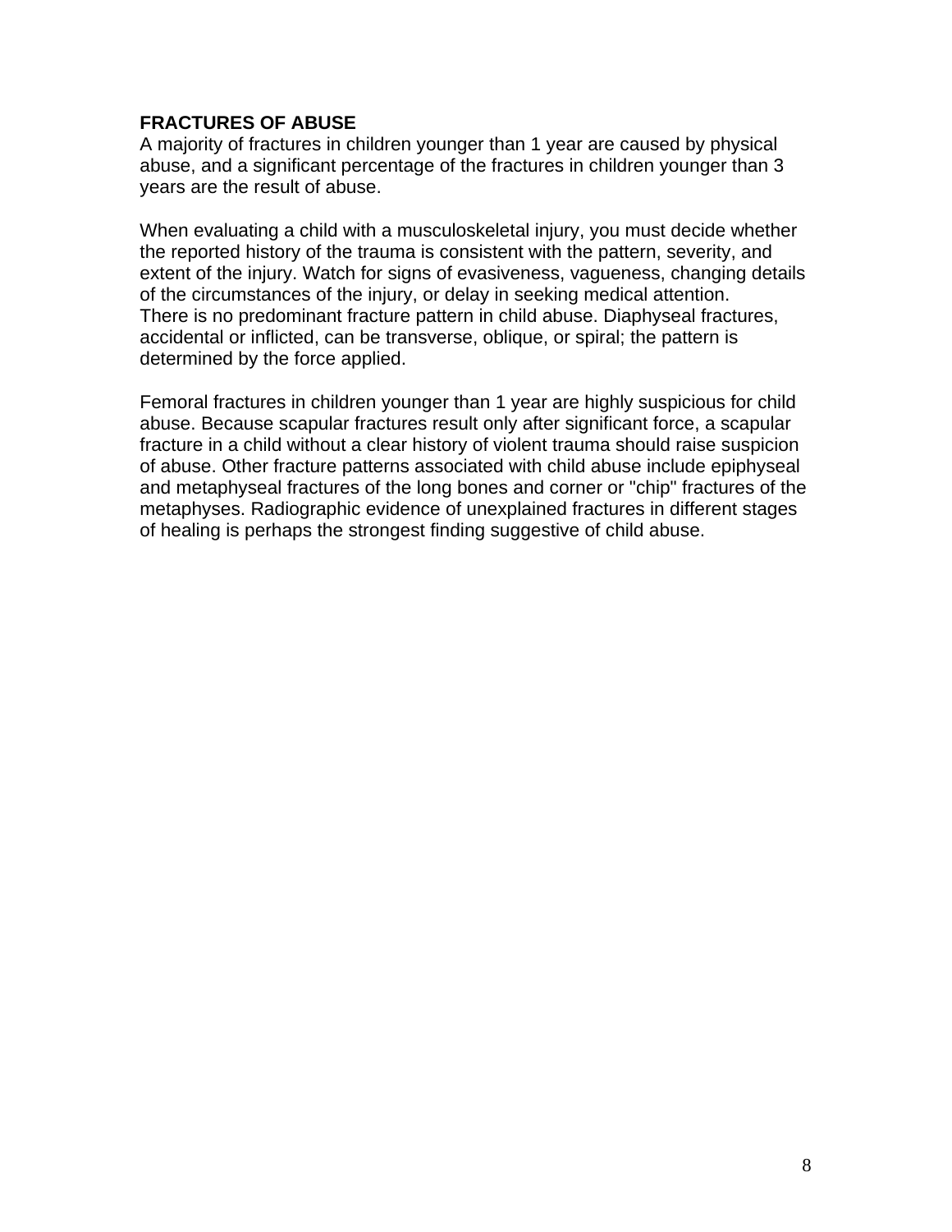**FRACTURES OF ABUSE**

A majority of fractures in children younger than 1 year are caused by physical abuse, and a significant percentage of the fractures in children younger than 3 years are the result of abuse.

When evaluating a child with a musculoskeletal injury, you must decide whether the reported history of the trauma is consistent with the pattern, severity, and extent of the injury. Watch for signs of evasiveness, vagueness, changing details of the circumstances of the injury, or delay in seeking medical attention.
There is no predominant fracture pattern in child abuse. Diaphyseal fractures, accidental or inflicted, can be transverse, oblique, or spiral; the pattern is determined by the force applied.

Femoral fractures in children younger than 1 year are highly suspicious for child abuse. Because scapular fractures result only after significant force, a scapular fracture in a child without a clear history of violent trauma should raise suspicion of abuse. Other fracture patterns associated with child abuse include epiphyseal and metaphyseal fractures of the long bones and corner or "chip" fractures of the metaphyses. Radiographic evidence of unexplained fractures in different stages of healing is perhaps the strongest finding suggestive of child abuse.